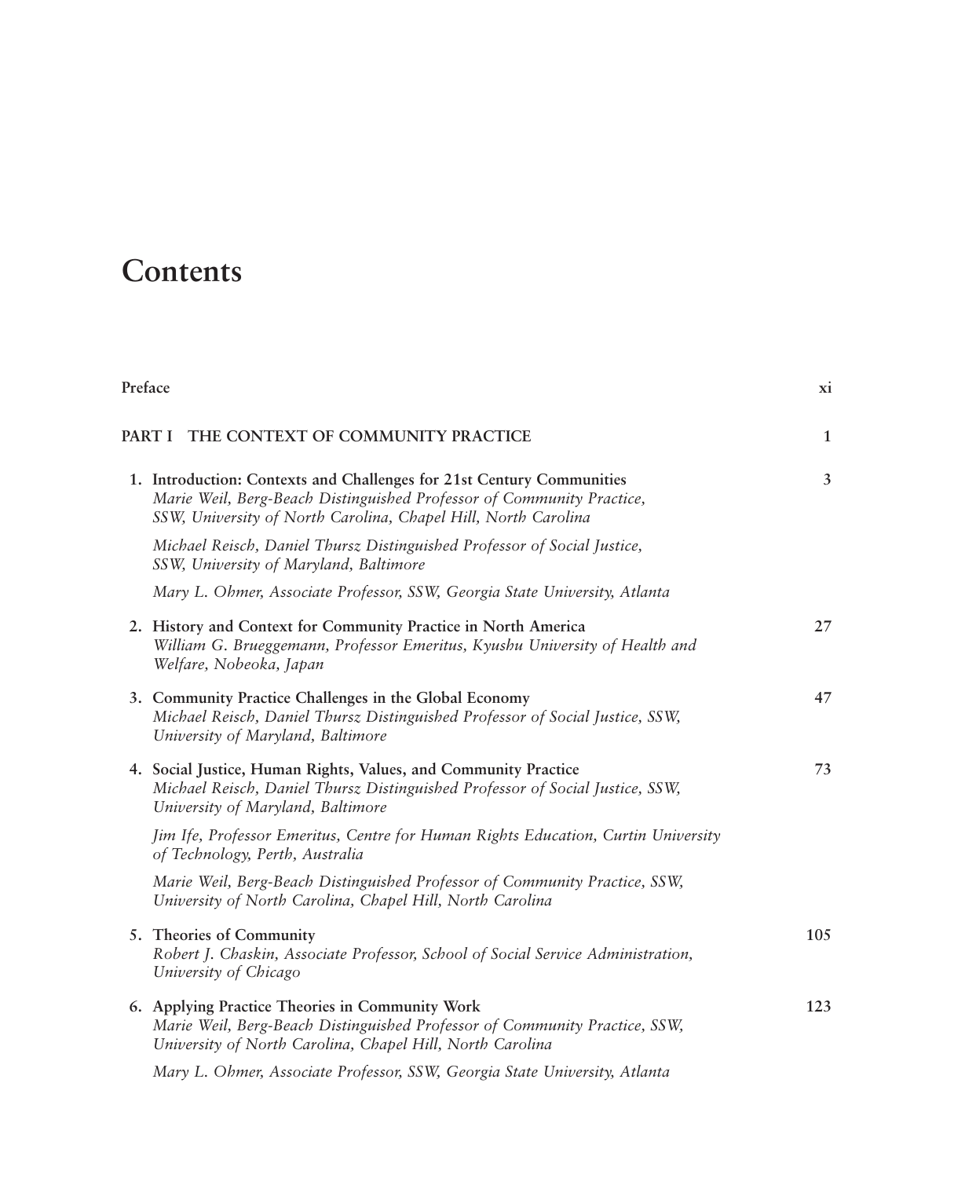# Contents

| | |
|---|---|
| **Preface** | **xi** |
| **PART I THE CONTEXT OF COMMUNITY PRACTICE** | **1** |
| **1. Introduction: Contexts and Challenges for 21st Century Communities**<br>*Marie Weil, Berg-Beach Distinguished Professor of Community Practice, SSW, University of North Carolina, Chapel Hill, North Carolina*<br>*Michael Reisch, Daniel Thursz Distinguished Professor of Social Justice, SSW, University of Maryland, Baltimore*<br>*Mary L. Ohmer, Associate Professor, SSW, Georgia State University, Atlanta* | **3** |
| **2. History and Context for Community Practice in North America**<br>*William G. Brueggemann, Professor Emeritus, Kyushu University of Health and Welfare, Nobeoka, Japan* | **27** |
| **3. Community Practice Challenges in the Global Economy**<br>*Michael Reisch, Daniel Thursz Distinguished Professor of Social Justice, SSW, University of Maryland, Baltimore* | **47** |
| **4. Social Justice, Human Rights, Values, and Community Practice**<br>*Michael Reisch, Daniel Thursz Distinguished Professor of Social Justice, SSW, University of Maryland, Baltimore*<br>*Jim Ife, Professor Emeritus, Centre for Human Rights Education, Curtin University of Technology, Perth, Australia*<br>*Marie Weil, Berg-Beach Distinguished Professor of Community Practice, SSW, University of North Carolina, Chapel Hill, North Carolina* | **73** |
| **5. Theories of Community**<br>*Robert J. Chaskin, Associate Professor, School of Social Service Administration, University of Chicago* | **105** |
| **6. Applying Practice Theories in Community Work**<br>*Marie Weil, Berg-Beach Distinguished Professor of Community Practice, SSW, University of North Carolina, Chapel Hill, North Carolina*<br>*Mary L. Ohmer, Associate Professor, SSW, Georgia State University, Atlanta* | **123** |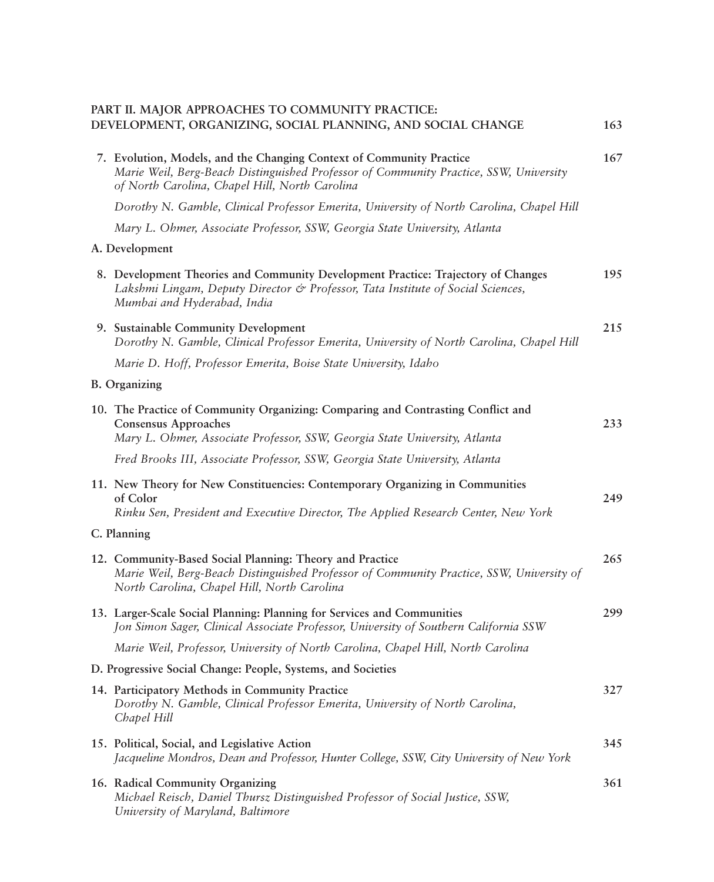**PART II. MAJOR APPROACHES TO COMMUNITY PRACTICE: DEVELOPMENT, ORGANIZING, SOCIAL PLANNING, AND SOCIAL CHANGE** 163

7. **Evolution, Models, and the Changing Context of Community Practice** 167
   *Marie Weil, Berg-Beach Distinguished Professor of Community Practice, SSW, University of North Carolina, Chapel Hill, North Carolina*

   *Dorothy N. Gamble, Clinical Professor Emerita, University of North Carolina, Chapel Hill*

   *Mary L. Ohmer, Associate Professor, SSW, Georgia State University, Atlanta*

**A. Development**

8. **Development Theories and Community Development Practice: Trajectory of Changes** 195
   *Lakshmi Lingam, Deputy Director & Professor, Tata Institute of Social Sciences, Mumbai and Hyderabad, India*

9. **Sustainable Community Development** 215
   *Dorothy N. Gamble, Clinical Professor Emerita, University of North Carolina, Chapel Hill*

   *Marie D. Hoff, Professor Emerita, Boise State University, Idaho*

**B. Organizing**

10. **The Practice of Community Organizing: Comparing and Contrasting Conflict and Consensus Approaches** 233
    *Mary L. Ohmer, Associate Professor, SSW, Georgia State University, Atlanta*

    *Fred Brooks III, Associate Professor, SSW, Georgia State University, Atlanta*

11. **New Theory for New Constituencies: Contemporary Organizing in Communities of Color** 249
    *Rinku Sen, President and Executive Director, The Applied Research Center, New York*

**C. Planning**

12. **Community-Based Social Planning: Theory and Practice** 265
    *Marie Weil, Berg-Beach Distinguished Professor of Community Practice, SSW, University of North Carolina, Chapel Hill, North Carolina*

13. **Larger-Scale Social Planning: Planning for Services and Communities** 299
    *Jon Simon Sager, Clinical Associate Professor, University of Southern California SSW*

    *Marie Weil, Professor, University of North Carolina, Chapel Hill, North Carolina*

**D. Progressive Social Change: People, Systems, and Societies**

14. **Participatory Methods in Community Practice** 327
    *Dorothy N. Gamble, Clinical Professor Emerita, University of North Carolina, Chapel Hill*

15. **Political, Social, and Legislative Action** 345
    *Jacqueline Mondros, Dean and Professor, Hunter College, SSW, City University of New York*

16. **Radical Community Organizing** 361
    *Michael Reisch, Daniel Thursz Distinguished Professor of Social Justice, SSW, University of Maryland, Baltimore*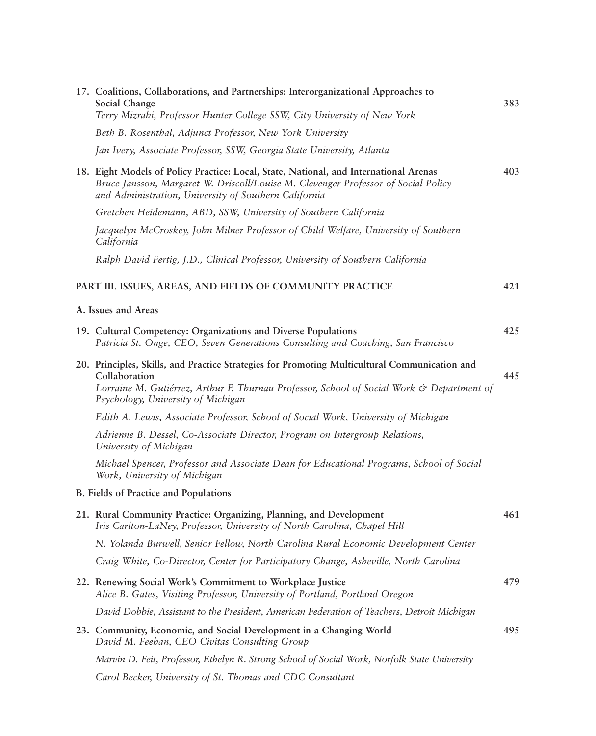17. **Coalitions, Collaborations, and Partnerships: Interorganizational Approaches to Social Change** 383
    *Terry Mizrahi, Professor Hunter College SSW, City University of New York*

    *Beth B. Rosenthal, Adjunct Professor, New York University*

    *Jan Ivery, Associate Professor, SSW, Georgia State University, Atlanta*

18. **Eight Models of Policy Practice: Local, State, National, and International Arenas** 403
    *Bruce Jansson, Margaret W. Driscoll/Louise M. Clevenger Professor of Social Policy and Administration, University of Southern California*

    *Gretchen Heidemann, ABD, SSW, University of Southern California*

    *Jacquelyn McCroskey, John Milner Professor of Child Welfare, University of Southern California*

    *Ralph David Fertig, J.D., Clinical Professor, University of Southern California*

**PART III. ISSUES, AREAS, AND FIELDS OF COMMUNITY PRACTICE** 421

**A. Issues and Areas**

19. **Cultural Competency: Organizations and Diverse Populations** 425
    *Patricia St. Onge, CEO, Seven Generations Consulting and Coaching, San Francisco*

20. **Principles, Skills, and Practice Strategies for Promoting Multicultural Communication and Collaboration** 445
    *Lorraine M. Gutiérrez, Arthur F. Thurnau Professor, School of Social Work & Department of Psychology, University of Michigan*

    *Edith A. Lewis, Associate Professor, School of Social Work, University of Michigan*

    *Adrienne B. Dessel, Co-Associate Director, Program on Intergroup Relations, University of Michigan*

    *Michael Spencer, Professor and Associate Dean for Educational Programs, School of Social Work, University of Michigan*

**B. Fields of Practice and Populations**

21. **Rural Community Practice: Organizing, Planning, and Development** 461
    *Iris Carlton-LaNey, Professor, University of North Carolina, Chapel Hill*

    *N. Yolanda Burwell, Senior Fellow, North Carolina Rural Economic Development Center*

    *Craig White, Co-Director, Center for Participatory Change, Asheville, North Carolina*

22. **Renewing Social Work's Commitment to Workplace Justice** 479
    *Alice B. Gates, Visiting Professor, University of Portland, Portland Oregon*

    *David Dobbie, Assistant to the President, American Federation of Teachers, Detroit Michigan*

23. **Community, Economic, and Social Development in a Changing World** 495
    *David M. Feehan, CEO Civitas Consulting Group*

    *Marvin D. Feit, Professor, Ethelyn R. Strong School of Social Work, Norfolk State University*

    *Carol Becker, University of St. Thomas and CDC Consultant*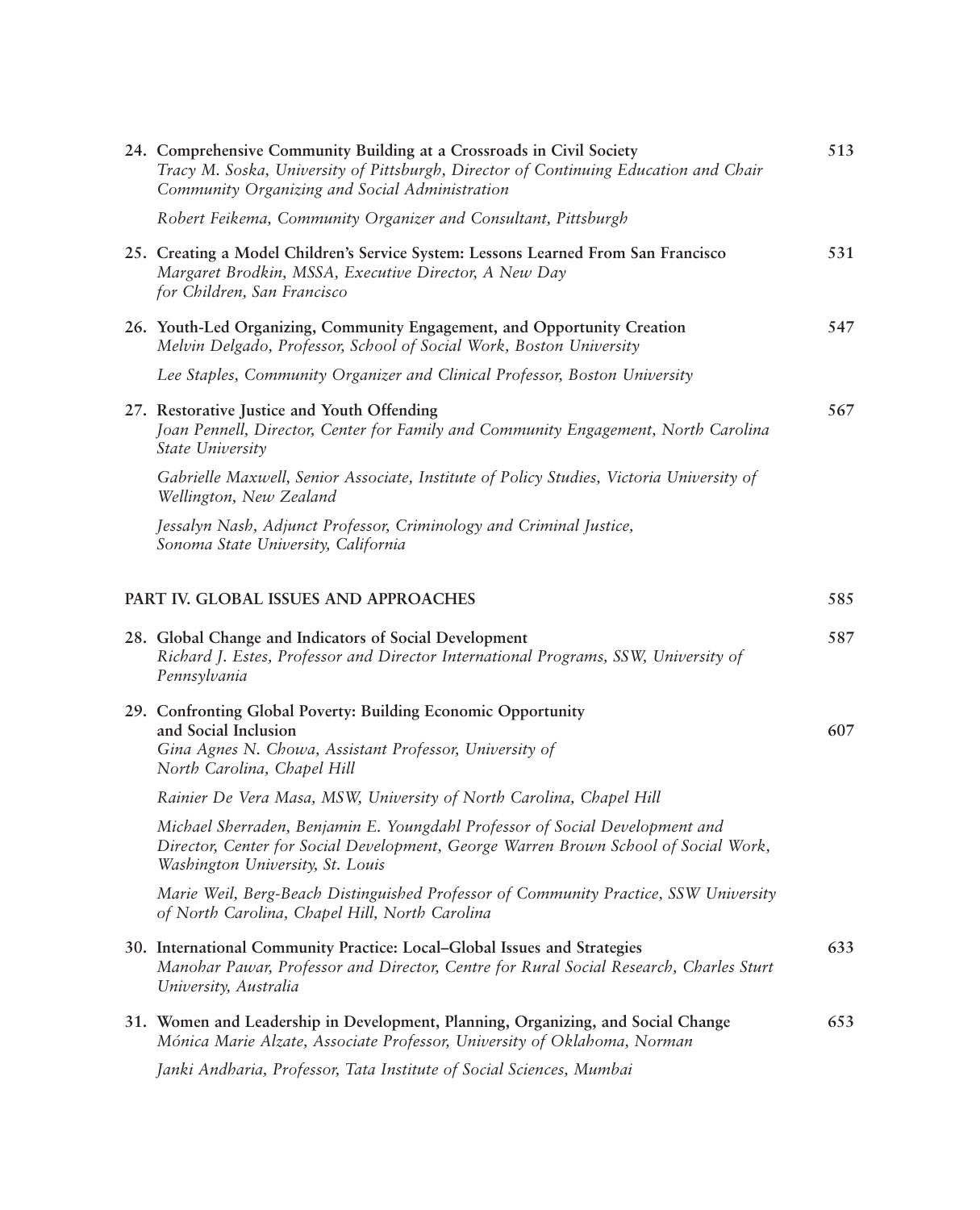24. **Comprehensive Community Building at a Crossroads in Civil Society** 513
*Tracy M. Soska, University of Pittsburgh, Director of Continuing Education and Chair Community Organizing and Social Administration*

*Robert Feikema, Community Organizer and Consultant, Pittsburgh*

25. **Creating a Model Children's Service System: Lessons Learned From San Francisco** 531
*Margaret Brodkin, MSSA, Executive Director, A New Day for Children, San Francisco*

26. **Youth-Led Organizing, Community Engagement, and Opportunity Creation** 547
*Melvin Delgado, Professor, School of Social Work, Boston University*

*Lee Staples, Community Organizer and Clinical Professor, Boston University*

27. **Restorative Justice and Youth Offending** 567
*Joan Pennell, Director, Center for Family and Community Engagement, North Carolina State University*

*Gabrielle Maxwell, Senior Associate, Institute of Policy Studies, Victoria University of Wellington, New Zealand*

*Jessalyn Nash, Adjunct Professor, Criminology and Criminal Justice, Sonoma State University, California*

**PART IV. GLOBAL ISSUES AND APPROACHES** 585

28. **Global Change and Indicators of Social Development** 587
*Richard J. Estes, Professor and Director International Programs, SSW, University of Pennsylvania*

29. **Confronting Global Poverty: Building Economic Opportunity and Social Inclusion** 607
*Gina Agnes N. Chowa, Assistant Professor, University of North Carolina, Chapel Hill*

*Rainier De Vera Masa, MSW, University of North Carolina, Chapel Hill*

*Michael Sherraden, Benjamin E. Youngdahl Professor of Social Development and Director, Center for Social Development, George Warren Brown School of Social Work, Washington University, St. Louis*

*Marie Weil, Berg-Beach Distinguished Professor of Community Practice, SSW University of North Carolina, Chapel Hill, North Carolina*

30. **International Community Practice: Local–Global Issues and Strategies** 633
*Manohar Pawar, Professor and Director, Centre for Rural Social Research, Charles Sturt University, Australia*

31. **Women and Leadership in Development, Planning, Organizing, and Social Change** 653
*Mónica Marie Alzate, Associate Professor, University of Oklahoma, Norman*

*Janki Andharia, Professor, Tata Institute of Social Sciences, Mumbai*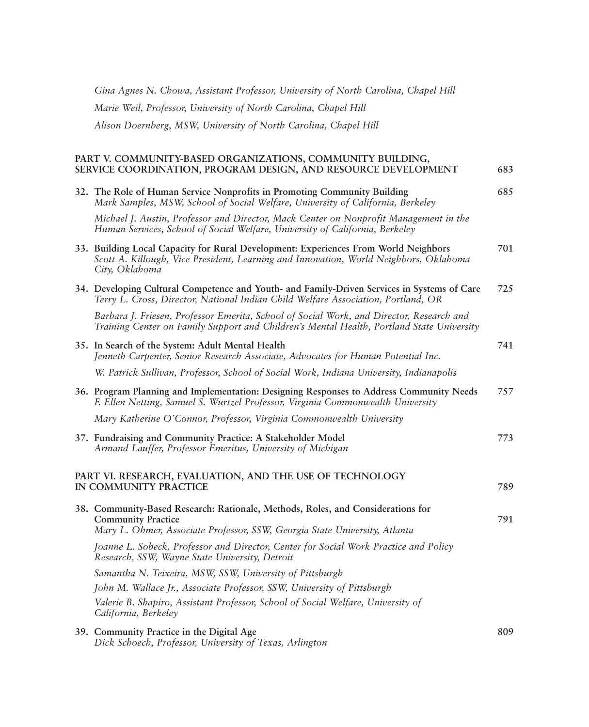*Gina Agnes N. Chowa, Assistant Professor, University of North Carolina, Chapel Hill*

*Marie Weil, Professor, University of North Carolina, Chapel Hill*

*Alison Doernberg, MSW, University of North Carolina, Chapel Hill*

**PART V. COMMUNITY-BASED ORGANIZATIONS, COMMUNITY BUILDING, SERVICE COORDINATION, PROGRAM DESIGN, AND RESOURCE DEVELOPMENT** 683

**32. The Role of Human Service Nonprofits in Promoting Community Building** 685
*Mark Samples, MSW, School of Social Welfare, University of California, Berkeley*

*Michael J. Austin, Professor and Director, Mack Center on Nonprofit Management in the Human Services, School of Social Welfare, University of California, Berkeley*

**33. Building Local Capacity for Rural Development: Experiences From World Neighbors** 701
*Scott A. Killough, Vice President, Learning and Innovation, World Neighbors, Oklahoma City, Oklahoma*

**34. Developing Cultural Competence and Youth- and Family-Driven Services in Systems of Care** 725
*Terry L. Cross, Director, National Indian Child Welfare Association, Portland, OR*

*Barbara J. Friesen, Professor Emerita, School of Social Work, and Director, Research and Training Center on Family Support and Children's Mental Health, Portland State University*

**35. In Search of the System: Adult Mental Health** 741
*Jenneth Carpenter, Senior Research Associate, Advocates for Human Potential Inc.*

*W. Patrick Sullivan, Professor, School of Social Work, Indiana University, Indianapolis*

**36. Program Planning and Implementation: Designing Responses to Address Community Needs** 757
*F. Ellen Netting, Samuel S. Wurtzel Professor, Virginia Commonwealth University*

*Mary Katherine O'Connor, Professor, Virginia Commonwealth University*

**37. Fundraising and Community Practice: A Stakeholder Model** 773
*Armand Lauffer, Professor Emeritus, University of Michigan*

**PART VI. RESEARCH, EVALUATION, AND THE USE OF TECHNOLOGY IN COMMUNITY PRACTICE** 789

**38. Community-Based Research: Rationale, Methods, Roles, and Considerations for Community Practice** 791
*Mary L. Ohmer, Associate Professor, SSW, Georgia State University, Atlanta*

*Joanne L. Sobeck, Professor and Director, Center for Social Work Practice and Policy Research, SSW, Wayne State University, Detroit*

*Samantha N. Teixeira, MSW, SSW, University of Pittsburgh*

*John M. Wallace Jr., Associate Professor, SSW, University of Pittsburgh*

*Valerie B. Shapiro, Assistant Professor, School of Social Welfare, University of California, Berkeley*

**39. Community Practice in the Digital Age** 809
*Dick Schoech, Professor, University of Texas, Arlington*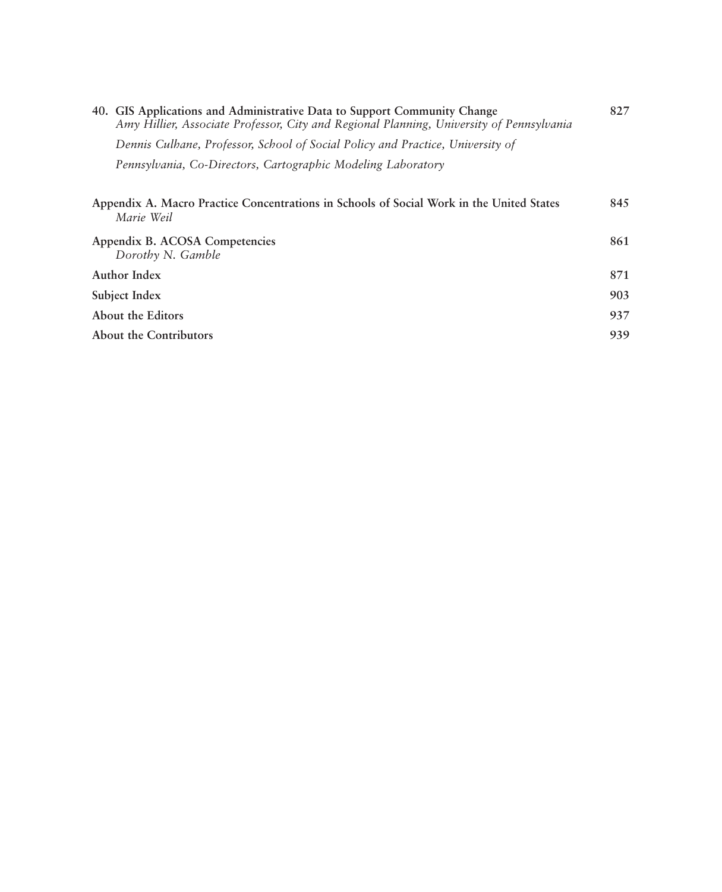**40. GIS Applications and Administrative Data to Support Community Change** **827**
*Amy Hillier, Associate Professor, City and Regional Planning, University of Pennsylvania*
*Dennis Culhane, Professor, School of Social Policy and Practice, University of Pennsylvania, Co-Directors, Cartographic Modeling Laboratory*

**Appendix A. Macro Practice Concentrations in Schools of Social Work in the United States** **845**
*Marie Weil*

**Appendix B. ACOSA Competencies** **861**
*Dorothy N. Gamble*

**Author Index** **871**

**Subject Index** **903**

**About the Editors** **937**

**About the Contributors** **939**